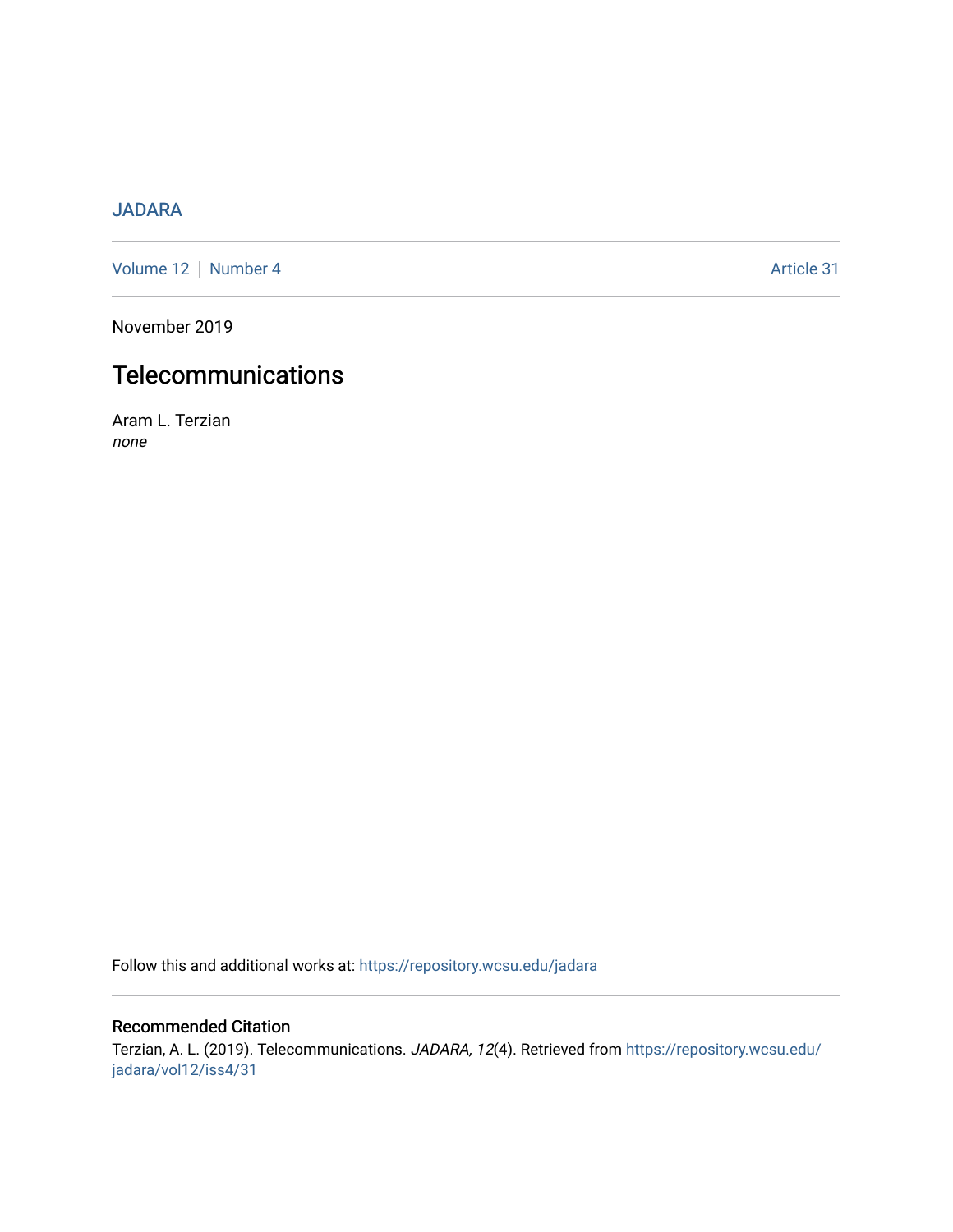JADARA

Volume 12 | Number 4 Article 31

November 2019

# Telecommunications

Aram L. Terzian
*none*

Follow this and additional works at: https://repository.wcsu.edu/jadara

## Recommended Citation

Terzian, A. L. (2019). Telecommunications. *JADARA, 12*(4). Retrieved from https://repository.wcsu.edu/jadara/vol12/iss4/31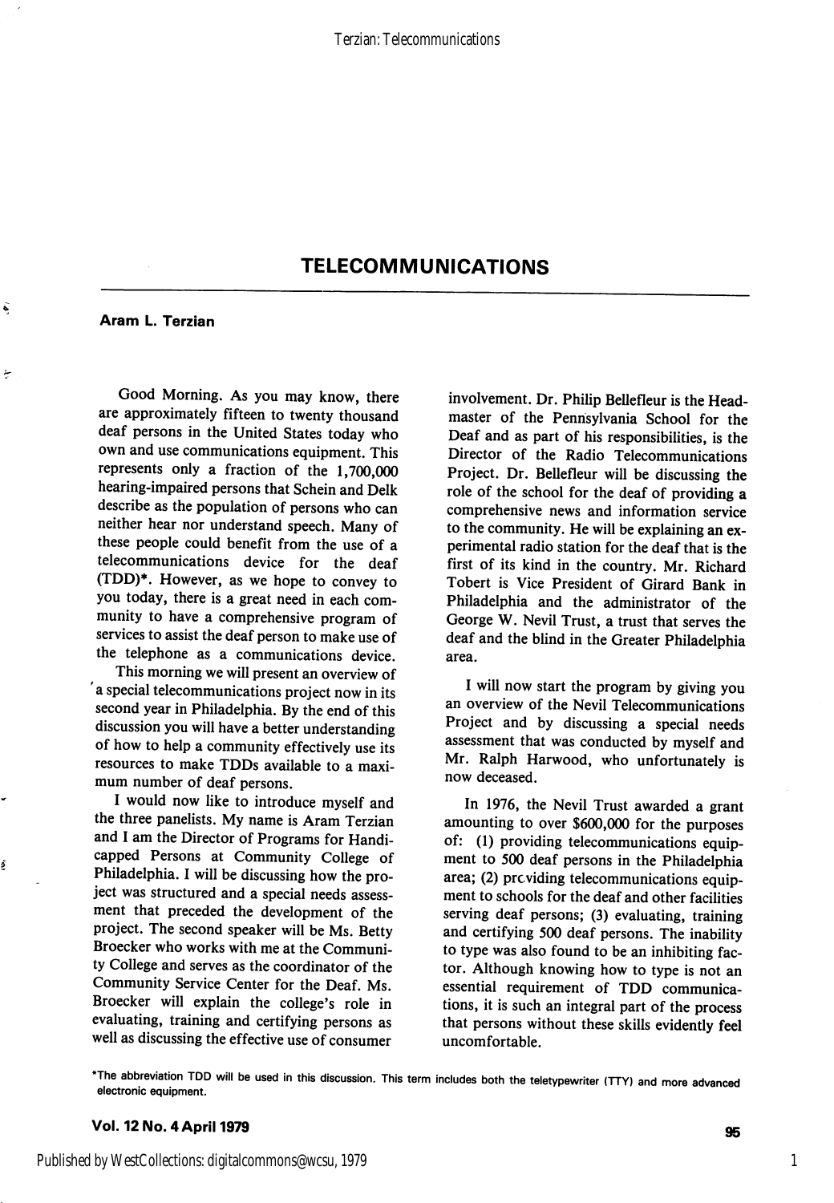## TELECOMMUNICATIONS

**Aram L. Terzian**

Good Morning. As you may know, there are approximately fifteen to twenty thousand deaf persons in the United States today who own and use communications equipment. This represents only a fraction of the 1,700,000 hearing-impaired persons that Schein and Delk describe as the population of persons who can neither hear nor understand speech. Many of these people could benefit from the use of a telecommunications device for the deaf (TDD)*. However, as we hope to convey to you today, there is a great need in each community to have a comprehensive program of services to assist the deaf person to make use of the telephone as a communications device.

This morning we will present an overview of a special telecommunications project now in its second year in Philadelphia. By the end of this discussion you will have a better understanding of how to help a community effectively use its resources to make TDDs available to a maximum number of deaf persons.

I would now like to introduce myself and the three panelists. My name is Aram Terzian and I am the Director of Programs for Handicapped Persons at Community College of Philadelphia. I will be discussing how the project was structured and a special needs assessment that preceded the development of the project. The second speaker will be Ms. Betty Broecker who works with me at the Community College and serves as the coordinator of the Community Service Center for the Deaf. Ms. Broecker will explain the college's role in evaluating, training and certifying persons as well as discussing the effective use of consumer involvement. Dr. Philip Bellefleur is the Headmaster of the Pennsylvania School for the Deaf and as part of his responsibilities, is the Director of the Radio Telecommunications Project. Dr. Bellefleur will be discussing the role of the school for the deaf of providing a comprehensive news and information service to the community. He will be explaining an experimental radio station for the deaf that is the first of its kind in the country. Mr. Richard Tobert is Vice President of Girard Bank in Philadelphia and the administrator of the George W. Nevil Trust, a trust that serves the deaf and the blind in the Greater Philadelphia area.

I will now start the program by giving you an overview of the Nevil Telecommunications Project and by discussing a special needs assessment that was conducted by myself and Mr. Ralph Harwood, who unfortunately is now deceased.

In 1976, the Nevil Trust awarded a grant amounting to over $600,000 for the purposes of: (1) providing telecommunications equipment to 500 deaf persons in the Philadelphia area; (2) providing telecommunications equipment to schools for the deaf and other facilities serving deaf persons; (3) evaluating, training and certifying 500 deaf persons. The inability to type was also found to be an inhibiting factor. Although knowing how to type is not an essential requirement of TDD communications, it is such an integral part of the process that persons without these skills evidently feel uncomfortable.

*The abbreviation TDD will be used in this discussion. This term includes both the teletypewriter (TTY) and more advanced electronic equipment.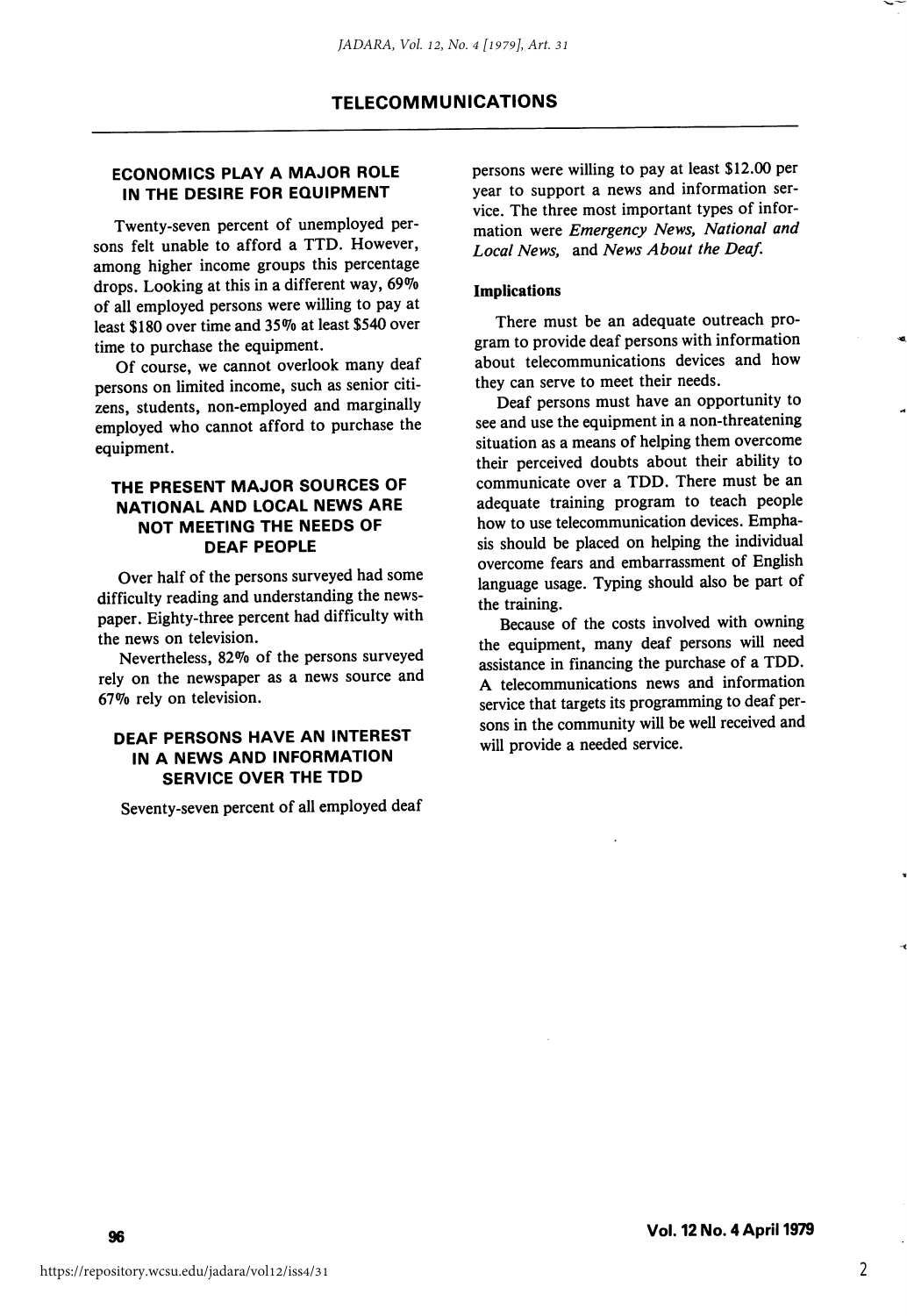## TELECOMMUNICATIONS

### ECONOMICS PLAY A MAJOR ROLE IN THE DESIRE FOR EQUIPMENT

Twenty-seven percent of unemployed persons felt unable to afford a TTD. However, among higher income groups this percentage drops. Looking at this in a different way, 69% of all employed persons were willing to pay at least $180 over time and 35% at least $540 over time to purchase the equipment.

Of course, we cannot overlook many deaf persons on limited income, such as senior citizens, students, non-employed and marginally employed who cannot afford to purchase the equipment.

### THE PRESENT MAJOR SOURCES OF NATIONAL AND LOCAL NEWS ARE NOT MEETING THE NEEDS OF DEAF PEOPLE

Over half of the persons surveyed had some difficulty reading and understanding the newspaper. Eighty-three percent had difficulty with the news on television.

Nevertheless, 82% of the persons surveyed rely on the newspaper as a news source and 67% rely on television.

### DEAF PERSONS HAVE AN INTEREST IN A NEWS AND INFORMATION SERVICE OVER THE TDD

Seventy-seven percent of all employed deaf persons were willing to pay at least $12.00 per year to support a news and information service. The three most important types of information were *Emergency News, National and Local News,* and *News About the Deaf.*

**Implications**

There must be an adequate outreach program to provide deaf persons with information about telecommunications devices and how they can serve to meet their needs.

Deaf persons must have an opportunity to see and use the equipment in a non-threatening situation as a means of helping them overcome their perceived doubts about their ability to communicate over a TDD. There must be an adequate training program to teach people how to use telecommunication devices. Emphasis should be placed on helping the individual overcome fears and embarrassment of English language usage. Typing should also be part of the training.

Because of the costs involved with owning the equipment, many deaf persons will need assistance in financing the purchase of a TDD. A telecommunications news and information service that targets its programming to deaf persons in the community will be well received and will provide a needed service.